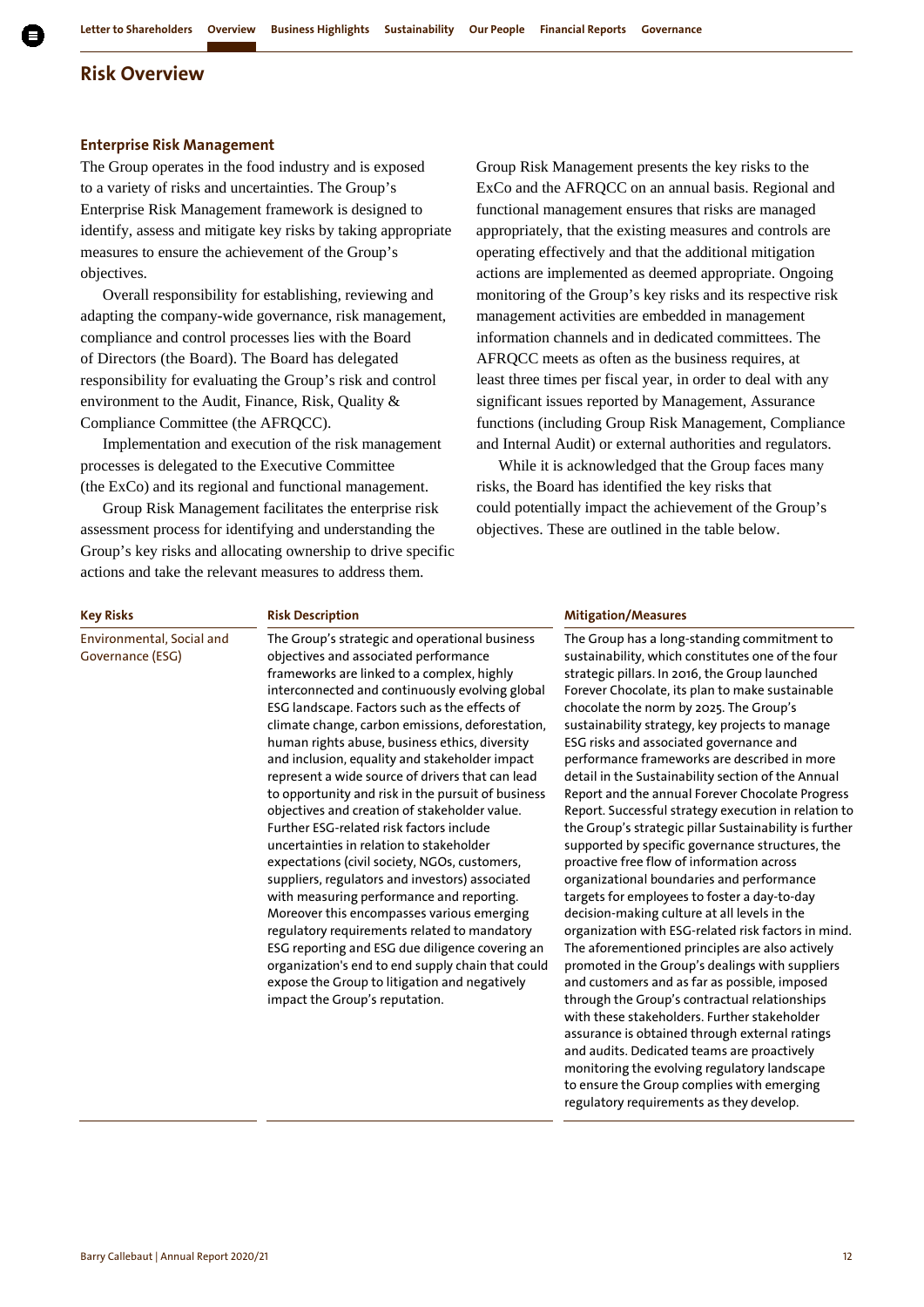# Risk Overview

## Enterprise Risk Management

The Group operates in the food industry and is exposed to a variety of risks and uncertainties. The Group's Enterprise Risk Management framework is designed to identify, assess and mitigate key risks by taking appropriate measures to ensure the achievement of the Group's objectives.

Overall responsibility for establishing, reviewing and adapting the company-wide governance, risk management, compliance and control processes lies with the Board of Directors (the Board). The Board has delegated responsibility for evaluating the Group's risk and control environment to the Audit, Finance, Risk, Quality & Compliance Committee (the AFRQCC).

Implementation and execution of the risk management processes is delegated to the Executive Committee (the ExCo) and its regional and functional management.

Group Risk Management facilitates the enterprise risk assessment process for identifying and understanding the Group's key risks and allocating ownership to drive specific actions and take the relevant measures to address them.

Group Risk Management presents the key risks to the ExCo and the AFRQCC on an annual basis. Regional and functional management ensures that risks are managed appropriately, that the existing measures and controls are operating effectively and that the additional mitigation actions are implemented as deemed appropriate. Ongoing monitoring of the Group's key risks and its respective risk management activities are embedded in management information channels and in dedicated committees. The AFRQCC meets as often as the business requires, at least three times per fiscal year, in order to deal with any significant issues reported by Management, Assurance functions (including Group Risk Management, Compliance and Internal Audit) or external authorities and regulators.

While it is acknowledged that the Group faces many risks, the Board has identified the key risks that could potentially impact the achievement of the Group's objectives. These are outlined in the table below.

| Key Risks | Risk Description | Mitigation/Measures |
|---|---|---|
| Environmental, Social and Governance (ESG) | The Group's strategic and operational business objectives and associated performance frameworks are linked to a complex, highly interconnected and continuously evolving global ESG landscape. Factors such as the effects of climate change, carbon emissions, deforestation, human rights abuse, business ethics, diversity and inclusion, equality and stakeholder impact represent a wide source of drivers that can lead to opportunity and risk in the pursuit of business objectives and creation of stakeholder value. Further ESG-related risk factors include uncertainties in relation to stakeholder expectations (civil society, NGOs, customers, suppliers, regulators and investors) associated with measuring performance and reporting. Moreover this encompasses various emerging regulatory requirements related to mandatory ESG reporting and ESG due diligence covering an organization's end to end supply chain that could expose the Group to litigation and negatively impact the Group's reputation. | The Group has a long-standing commitment to sustainability, which constitutes one of the four strategic pillars. In 2016, the Group launched Forever Chocolate, its plan to make sustainable chocolate the norm by 2025. The Group's sustainability strategy, key projects to manage ESG risks and associated governance and performance frameworks are described in more detail in the Sustainability section of the Annual Report and the annual Forever Chocolate Progress Report. Successful strategy execution in relation to the Group's strategic pillar Sustainability is further supported by specific governance structures, the proactive free flow of information across organizational boundaries and performance targets for employees to foster a day-to-day decision-making culture at all levels in the organization with ESG-related risk factors in mind. The aforementioned principles are also actively promoted in the Group's dealings with suppliers and customers and as far as possible, imposed through the Group's contractual relationships with these stakeholders. Further stakeholder assurance is obtained through external ratings and audits. Dedicated teams are proactively monitoring the evolving regulatory landscape to ensure the Group complies with emerging regulatory requirements as they develop. |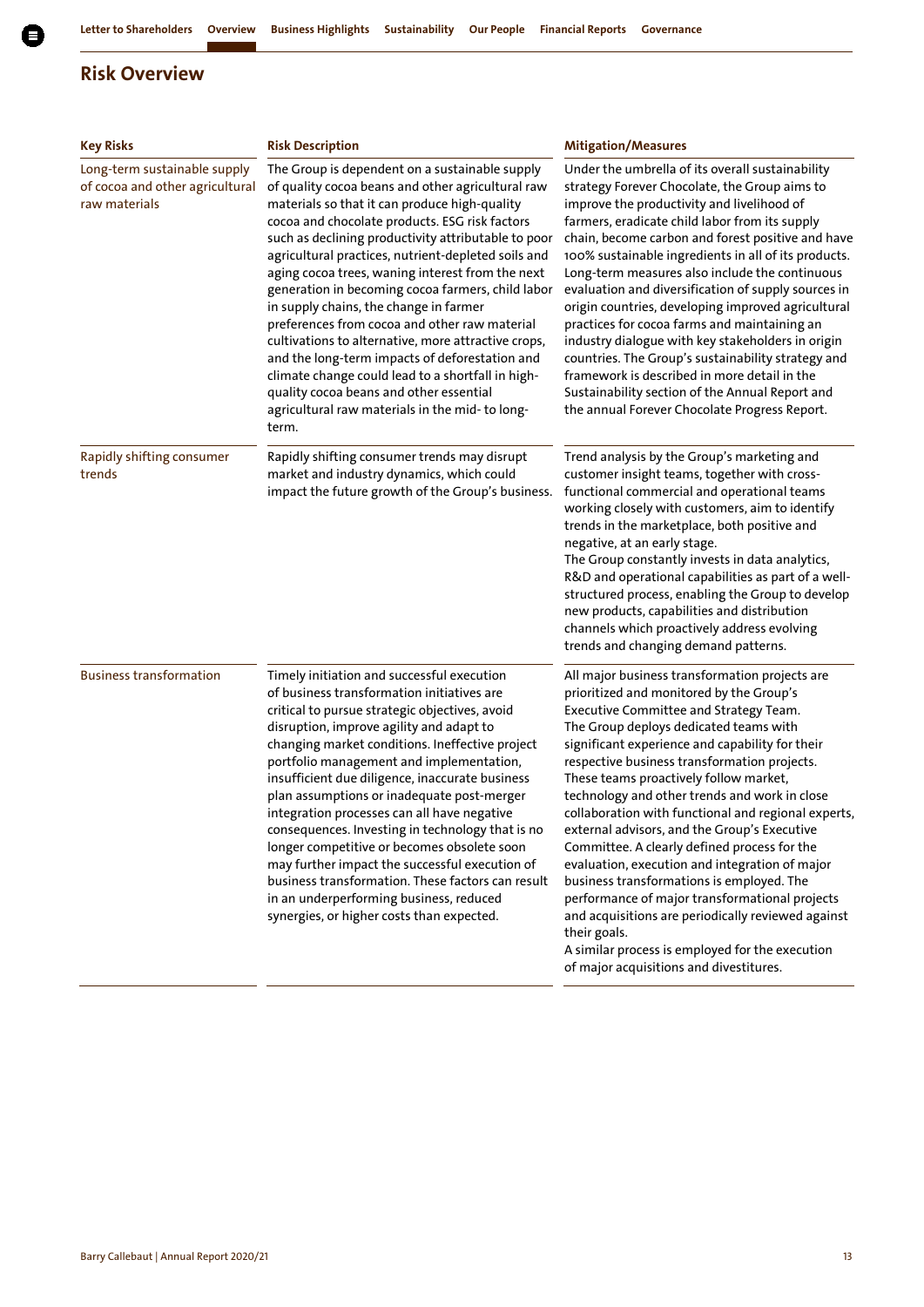## Risk Overview

| Key Risks | Risk Description | Mitigation/Measures |
|---|---|---|
| Long-term sustainable supply of cocoa and other agricultural raw materials | The Group is dependent on a sustainable supply of quality cocoa beans and other agricultural raw materials so that it can produce high-quality cocoa and chocolate products. ESG risk factors such as declining productivity attributable to poor agricultural practices, nutrient-depleted soils and aging cocoa trees, waning interest from the next generation in becoming cocoa farmers, child labor in supply chains, the change in farmer preferences from cocoa and other raw material cultivations to alternative, more attractive crops, and the long-term impacts of deforestation and climate change could lead to a shortfall in high-quality cocoa beans and other essential agricultural raw materials in the mid- to long-term. | Under the umbrella of its overall sustainability strategy Forever Chocolate, the Group aims to improve the productivity and livelihood of farmers, eradicate child labor from its supply chain, become carbon and forest positive and have 100% sustainable ingredients in all of its products. Long-term measures also include the continuous evaluation and diversification of supply sources in origin countries, developing improved agricultural practices for cocoa farms and maintaining an industry dialogue with key stakeholders in origin countries. The Group's sustainability strategy and framework is described in more detail in the Sustainability section of the Annual Report and the annual Forever Chocolate Progress Report. |
| Rapidly shifting consumer trends | Rapidly shifting consumer trends may disrupt market and industry dynamics, which could impact the future growth of the Group's business. | Trend analysis by the Group's marketing and customer insight teams, together with cross-functional commercial and operational teams working closely with customers, aim to identify trends in the marketplace, both positive and negative, at an early stage.<br>The Group constantly invests in data analytics, R&D and operational capabilities as part of a well-structured process, enabling the Group to develop new products, capabilities and distribution channels which proactively address evolving trends and changing demand patterns. |
| Business transformation | Timely initiation and successful execution of business transformation initiatives are critical to pursue strategic objectives, avoid disruption, improve agility and adapt to changing market conditions. Ineffective project portfolio management and implementation, insufficient due diligence, inaccurate business plan assumptions or inadequate post-merger integration processes can all have negative consequences. Investing in technology that is no longer competitive or becomes obsolete soon may further impact the successful execution of business transformation. These factors can result in an underperforming business, reduced synergies, or higher costs than expected. | All major business transformation projects are prioritized and monitored by the Group's Executive Committee and Strategy Team.<br>The Group deploys dedicated teams with significant experience and capability for their respective business transformation projects. These teams proactively follow market, technology and other trends and work in close collaboration with functional and regional experts, external advisors, and the Group's Executive Committee. A clearly defined process for the evaluation, execution and integration of major business transformations is employed. The performance of major transformational projects and acquisitions are periodically reviewed against their goals.<br>A similar process is employed for the execution of major acquisitions and divestitures. |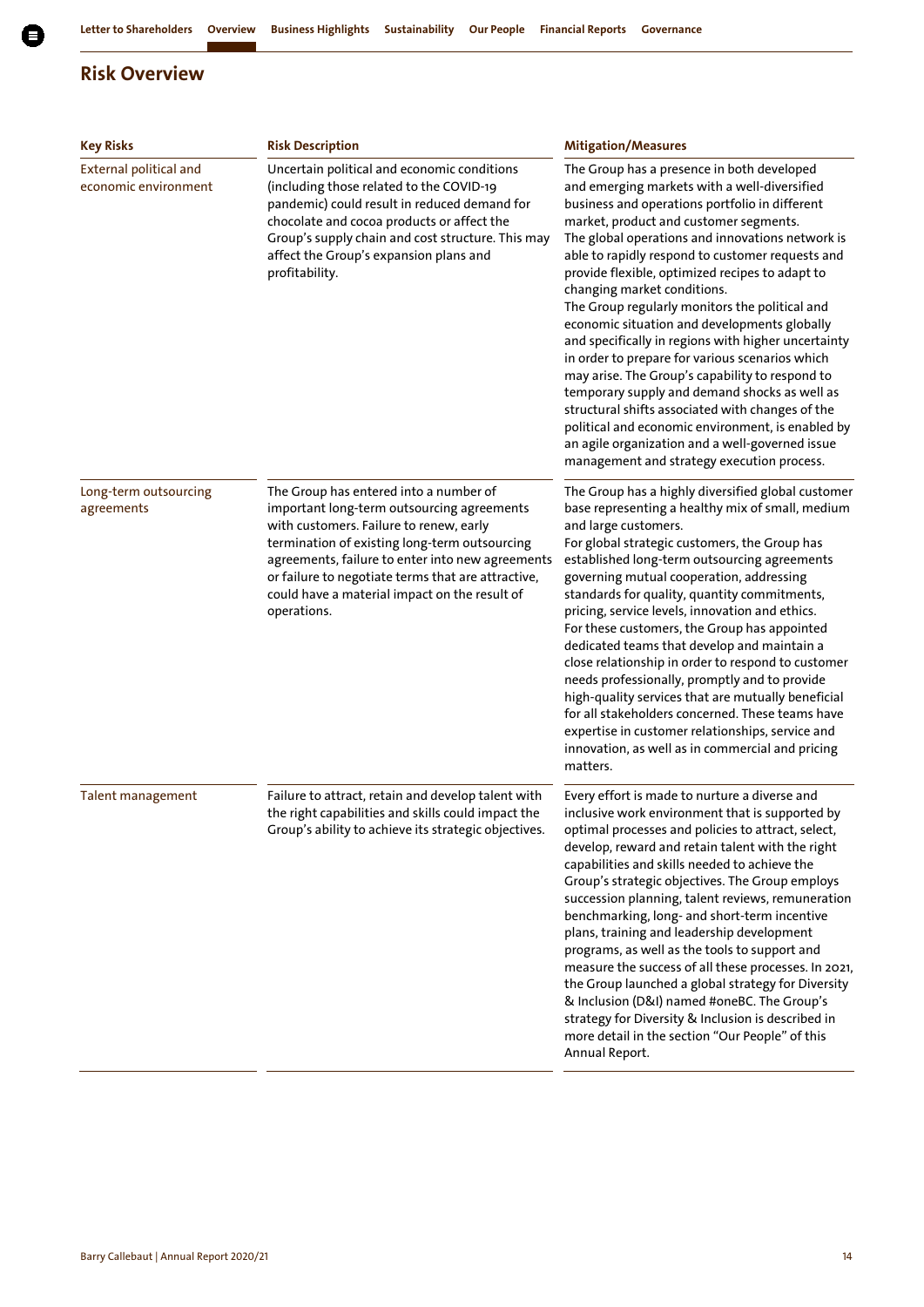# Risk Overview

| Key Risks | Risk Description | Mitigation/Measures |
| --- | --- | --- |
| External political and economic environment | Uncertain political and economic conditions (including those related to the COVID-19 pandemic) could result in reduced demand for chocolate and cocoa products or affect the Group's supply chain and cost structure. This may affect the Group's expansion plans and profitability. | The Group has a presence in both developed and emerging markets with a well-diversified business and operations portfolio in different market, product and customer segments. The global operations and innovations network is able to rapidly respond to customer requests and provide flexible, optimized recipes to adapt to changing market conditions. The Group regularly monitors the political and economic situation and developments globally and specifically in regions with higher uncertainty in order to prepare for various scenarios which may arise. The Group's capability to respond to temporary supply and demand shocks as well as structural shifts associated with changes of the political and economic environment, is enabled by an agile organization and a well-governed issue management and strategy execution process. |
| Long-term outsourcing agreements | The Group has entered into a number of important long-term outsourcing agreements with customers. Failure to renew, early termination of existing long-term outsourcing agreements, failure to enter into new agreements or failure to negotiate terms that are attractive, could have a material impact on the result of operations. | The Group has a highly diversified global customer base representing a healthy mix of small, medium and large customers. For global strategic customers, the Group has established long-term outsourcing agreements governing mutual cooperation, addressing standards for quality, quantity commitments, pricing, service levels, innovation and ethics. For these customers, the Group has appointed dedicated teams that develop and maintain a close relationship in order to respond to customer needs professionally, promptly and to provide high-quality services that are mutually beneficial for all stakeholders concerned. These teams have expertise in customer relationships, service and innovation, as well as in commercial and pricing matters. |
| Talent management | Failure to attract, retain and develop talent with the right capabilities and skills could impact the Group's ability to achieve its strategic objectives. | Every effort is made to nurture a diverse and inclusive work environment that is supported by optimal processes and policies to attract, select, develop, reward and retain talent with the right capabilities and skills needed to achieve the Group's strategic objectives. The Group employs succession planning, talent reviews, remuneration benchmarking, long- and short-term incentive plans, training and leadership development programs, as well as the tools to support and measure the success of all these processes. In 2021, the Group launched a global strategy for Diversity & Inclusion (D&I) named #oneBC. The Group's strategy for Diversity & Inclusion is described in more detail in the section "Our People" of this Annual Report. |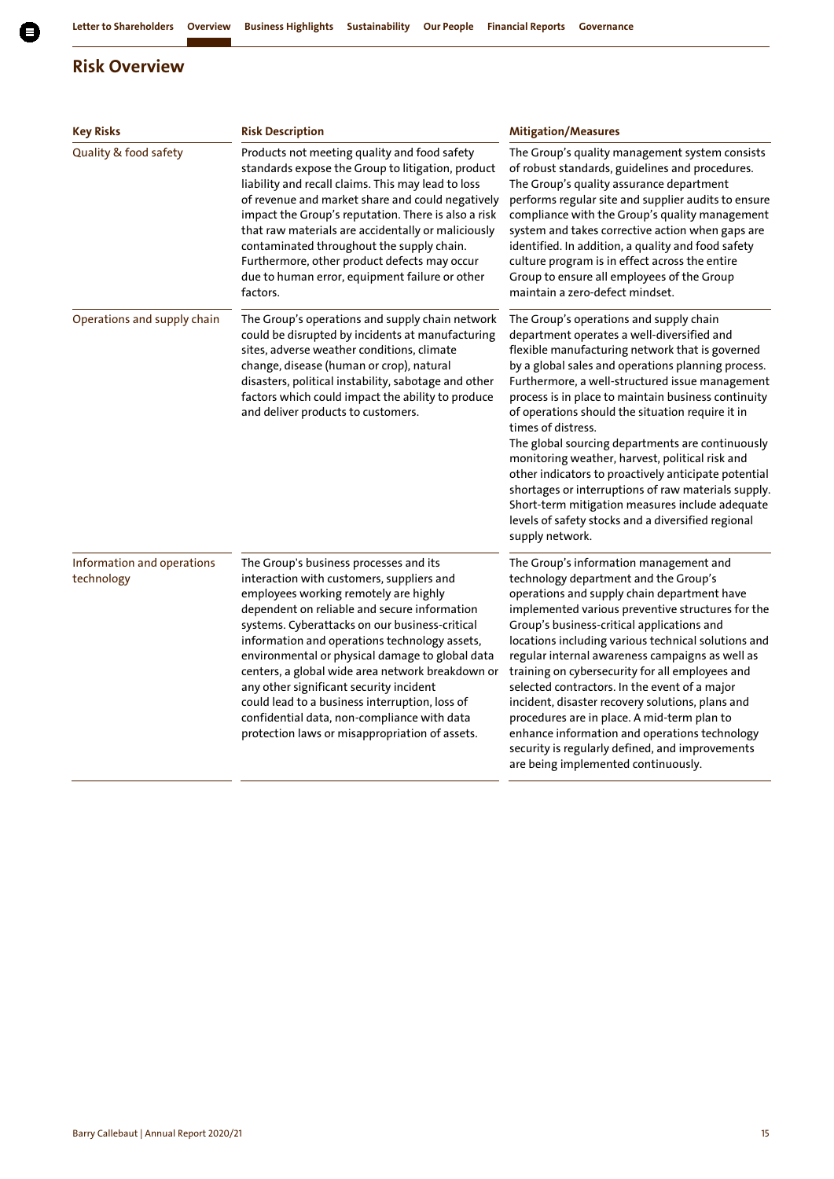## Risk Overview

| Key Risks | Risk Description | Mitigation/Measures |
|---|---|---|
| Quality & food safety | Products not meeting quality and food safety standards expose the Group to litigation, product liability and recall claims. This may lead to loss of revenue and market share and could negatively impact the Group's reputation. There is also a risk that raw materials are accidentally or maliciously contaminated throughout the supply chain. Furthermore, other product defects may occur due to human error, equipment failure or other factors. | The Group's quality management system consists of robust standards, guidelines and procedures. The Group's quality assurance department performs regular site and supplier audits to ensure compliance with the Group's quality management system and takes corrective action when gaps are identified. In addition, a quality and food safety culture program is in effect across the entire Group to ensure all employees of the Group maintain a zero-defect mindset. |
| Operations and supply chain | The Group's operations and supply chain network could be disrupted by incidents at manufacturing sites, adverse weather conditions, climate change, disease (human or crop), natural disasters, political instability, sabotage and other factors which could impact the ability to produce and deliver products to customers. | The Group's operations and supply chain department operates a well-diversified and flexible manufacturing network that is governed by a global sales and operations planning process. Furthermore, a well-structured issue management process is in place to maintain business continuity of operations should the situation require it in times of distress.<br>The global sourcing departments are continuously monitoring weather, harvest, political risk and other indicators to proactively anticipate potential shortages or interruptions of raw materials supply. Short-term mitigation measures include adequate levels of safety stocks and a diversified regional supply network. |
| Information and operations technology | The Group's business processes and its interaction with customers, suppliers and employees working remotely are highly dependent on reliable and secure information systems. Cyberattacks on our business-critical information and operations technology assets, environmental or physical damage to global data centers, a global wide area network breakdown or any other significant security incident could lead to a business interruption, loss of confidential data, non-compliance with data protection laws or misappropriation of assets. | The Group's information management and technology department and the Group's operations and supply chain department have implemented various preventive structures for the Group's business-critical applications and locations including various technical solutions and regular internal awareness campaigns as well as training on cybersecurity for all employees and selected contractors. In the event of a major incident, disaster recovery solutions, plans and procedures are in place. A mid-term plan to enhance information and operations technology security is regularly defined, and improvements are being implemented continuously. |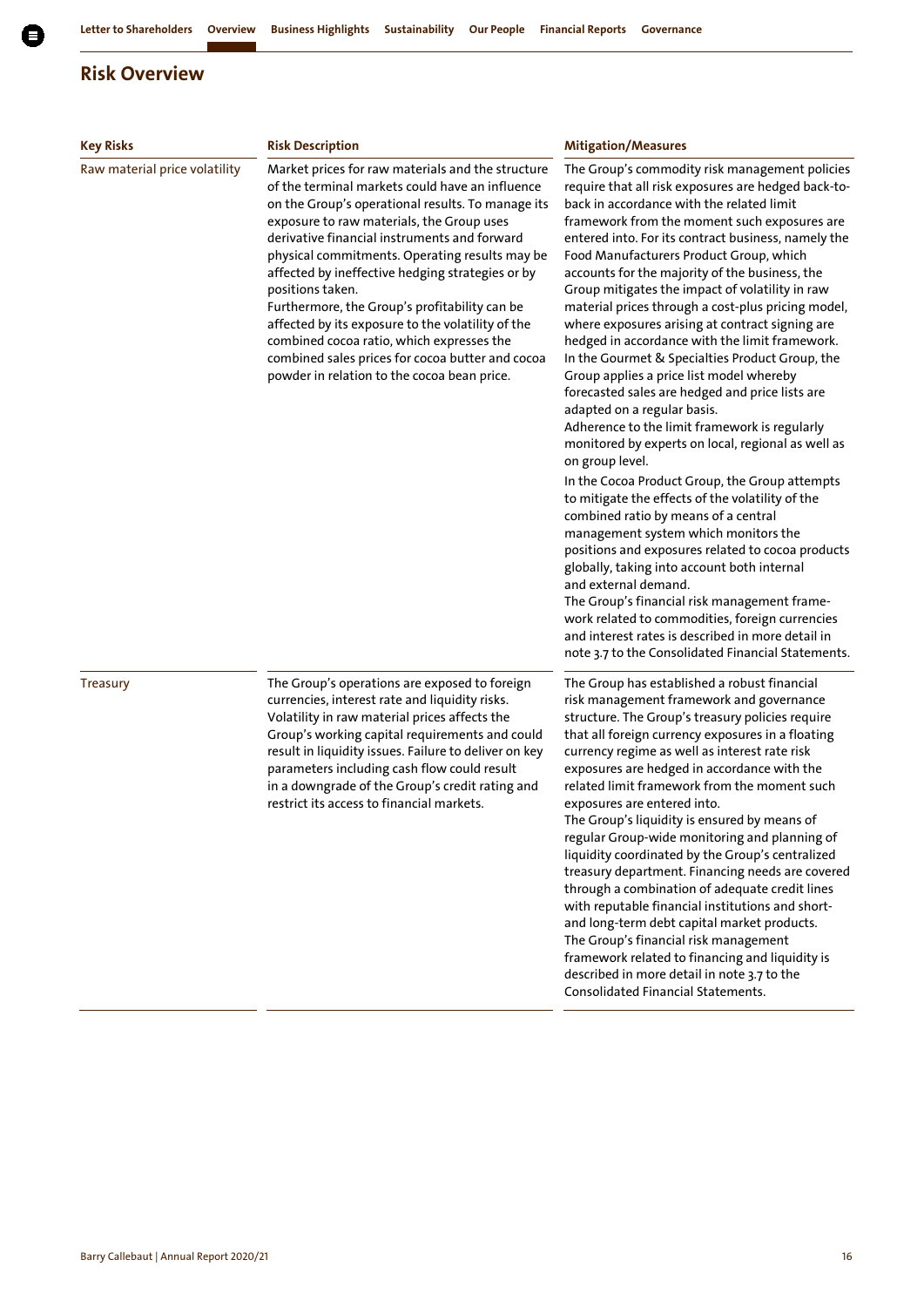## Risk Overview

| Key Risks | Risk Description | Mitigation/Measures |
|---|---|---|
| Raw material price volatility | Market prices for raw materials and the structure of the terminal markets could have an influence on the Group's operational results. To manage its exposure to raw materials, the Group uses derivative financial instruments and forward physical commitments. Operating results may be affected by ineffective hedging strategies or by positions taken. Furthermore, the Group's profitability can be affected by its exposure to the volatility of the combined cocoa ratio, which expresses the combined sales prices for cocoa butter and cocoa powder in relation to the cocoa bean price. | The Group's commodity risk management policies require that all risk exposures are hedged back-to-back in accordance with the related limit framework from the moment such exposures are entered into. For its contract business, namely the Food Manufacturers Product Group, which accounts for the majority of the business, the Group mitigates the impact of volatility in raw material prices through a cost-plus pricing model, where exposures arising at contract signing are hedged in accordance with the limit framework. In the Gourmet & Specialties Product Group, the Group applies a price list model whereby forecasted sales are hedged and price lists are adapted on a regular basis. Adherence to the limit framework is regularly monitored by experts on local, regional as well as on group level. In the Cocoa Product Group, the Group attempts to mitigate the effects of the volatility of the combined ratio by means of a central management system which monitors the positions and exposures related to cocoa products globally, taking into account both internal and external demand. The Group's financial risk management framework related to commodities, foreign currencies and interest rates is described in more detail in note 3.7 to the Consolidated Financial Statements. |
| Treasury | The Group's operations are exposed to foreign currencies, interest rate and liquidity risks. Volatility in raw material prices affects the Group's working capital requirements and could result in liquidity issues. Failure to deliver on key parameters including cash flow could result in a downgrade of the Group's credit rating and restrict its access to financial markets. | The Group has established a robust financial risk management framework and governance structure. The Group's treasury policies require that all foreign currency exposures in a floating currency regime as well as interest rate risk exposures are hedged in accordance with the related limit framework from the moment such exposures are entered into. The Group's liquidity is ensured by means of regular Group-wide monitoring and planning of liquidity coordinated by the Group's centralized treasury department. Financing needs are covered through a combination of adequate credit lines with reputable financial institutions and short- and long-term debt capital market products. The Group's financial risk management framework related to financing and liquidity is described in more detail in note 3.7 to the Consolidated Financial Statements. |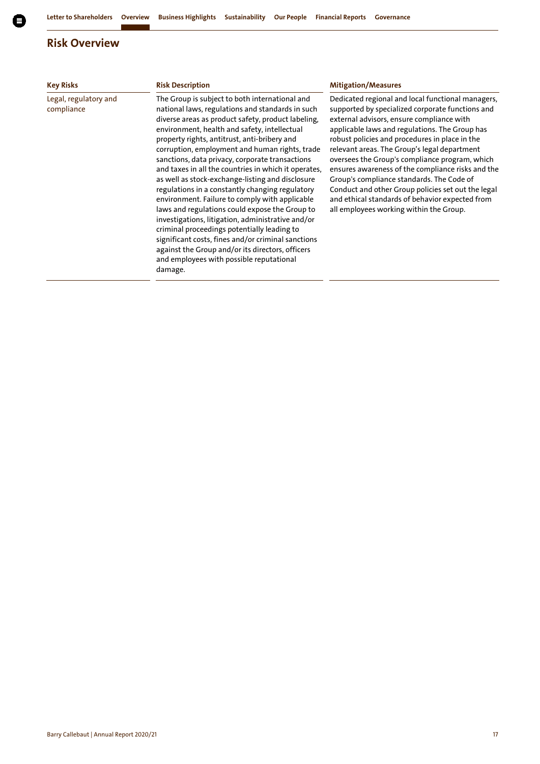## Risk Overview

| Key Risks | Risk Description | Mitigation/Measures |
| --- | --- | --- |
| Legal, regulatory and compliance | The Group is subject to both international and national laws, regulations and standards in such diverse areas as product safety, product labeling, environment, health and safety, intellectual property rights, antitrust, anti-bribery and corruption, employment and human rights, trade sanctions, data privacy, corporate transactions and taxes in all the countries in which it operates, as well as stock-exchange-listing and disclosure regulations in a constantly changing regulatory environment. Failure to comply with applicable laws and regulations could expose the Group to investigations, litigation, administrative and/or criminal proceedings potentially leading to significant costs, fines and/or criminal sanctions against the Group and/or its directors, officers and employees with possible reputational damage. | Dedicated regional and local functional managers, supported by specialized corporate functions and external advisors, ensure compliance with applicable laws and regulations. The Group has robust policies and procedures in place in the relevant areas. The Group's legal department oversees the Group's compliance program, which ensures awareness of the compliance risks and the Group's compliance standards. The Code of Conduct and other Group policies set out the legal and ethical standards of behavior expected from all employees working within the Group. |